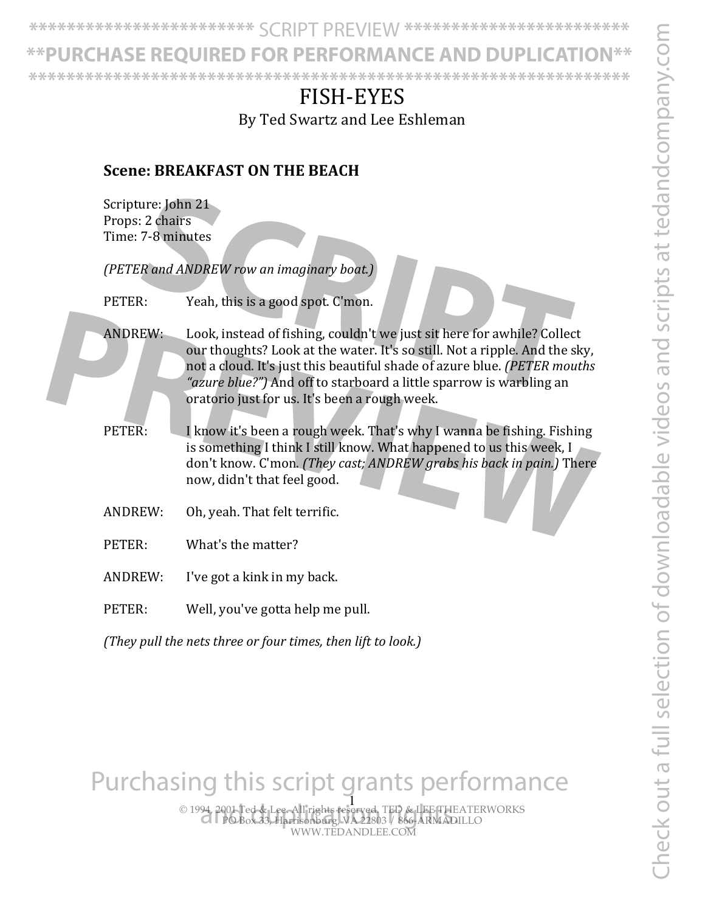# FISH-EYES

By Ted Swartz and Lee Eshleman

### Scene: BREAKFAST ON THE BEACH

Scripture: John 21
Props: 2 chairs
Time: 7-8 minutes

*(PETER and ANDREW row an imaginary boat.)*

PETER: Yeah, this is a good spot. C'mon.

ANDREW: Look, instead of fishing, couldn't we just sit here for awhile? Collect our thoughts? Look at the water. It's so still. Not a ripple. And the sky, not a cloud. It's just this beautiful shade of azure blue. *(PETER mouths "azure blue?")* And off to starboard a little sparrow is warbling an oratorio just for us. It's been a rough week.

PETER: I know it's been a rough week. That's why I wanna be fishing. Fishing is something I think I still know. What happened to us this week, I don't know. C'mon. *(They cast; ANDREW grabs his back in pain.)* There now, didn't that feel good.

ANDREW: Oh, yeah. That felt terrific.

PETER: What's the matter?

ANDREW: I've got a kink in my back.

PETER: Well, you've gotta help me pull.

*(They pull the nets three or four times, then lift to look.)*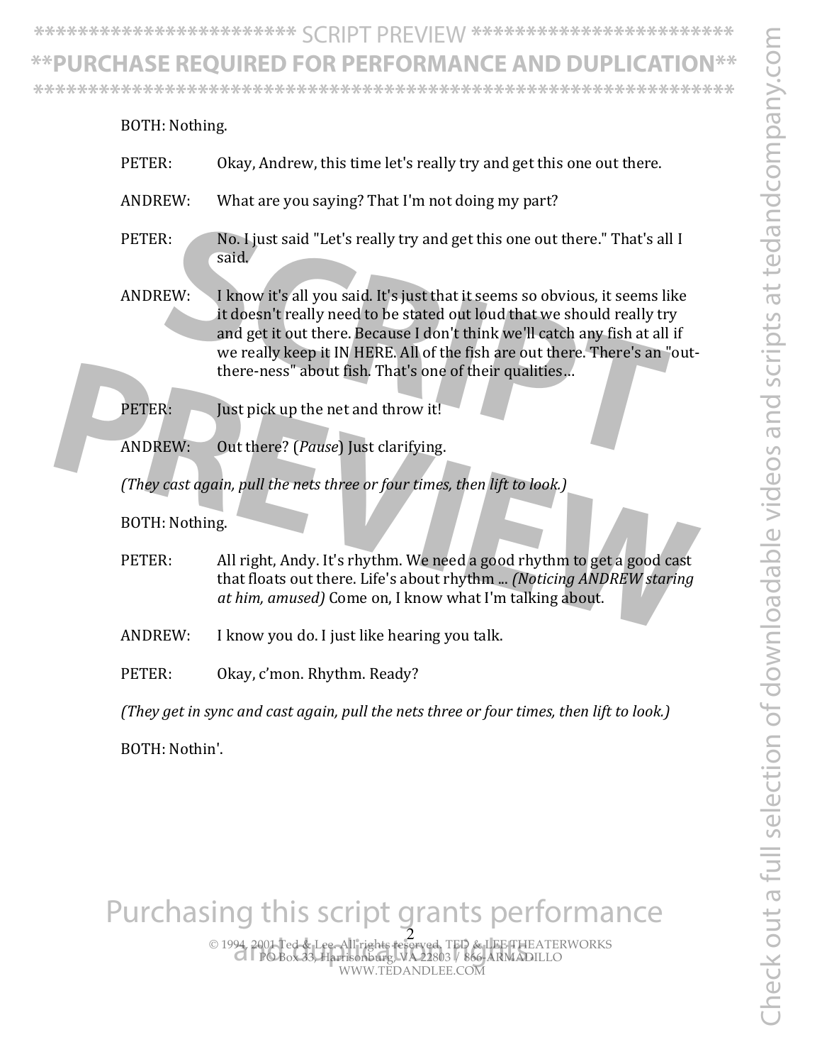BOTH: Nothing.

PETER: Okay, Andrew, this time let's really try and get this one out there.

ANDREW: What are you saying? That I'm not doing my part?

PETER: No. I just said "Let's really try and get this one out there." That's all I said.

ANDREW: I know it's all you said. It's just that it seems so obvious, it seems like it doesn't really need to be stated out loud that we should really try and get it out there. Because I don't think we'll catch any fish at all if we really keep it IN HERE. All of the fish are out there. There's an "out-there-ness" about fish. That's one of their qualities…

PETER: Just pick up the net and throw it!

ANDREW: Out there? (*Pause*) Just clarifying.

*(They cast again, pull the nets three or four times, then lift to look.)*

BOTH: Nothing.

PETER: All right, Andy. It's rhythm. We need a good rhythm to get a good cast that floats out there. Life's about rhythm ... *(Noticing ANDREW staring at him, amused)* Come on, I know what I'm talking about.

ANDREW: I know you do. I just like hearing you talk.

PETER: Okay, c'mon. Rhythm. Ready?

*(They get in sync and cast again, pull the nets three or four times, then lift to look.)*

BOTH: Nothin'.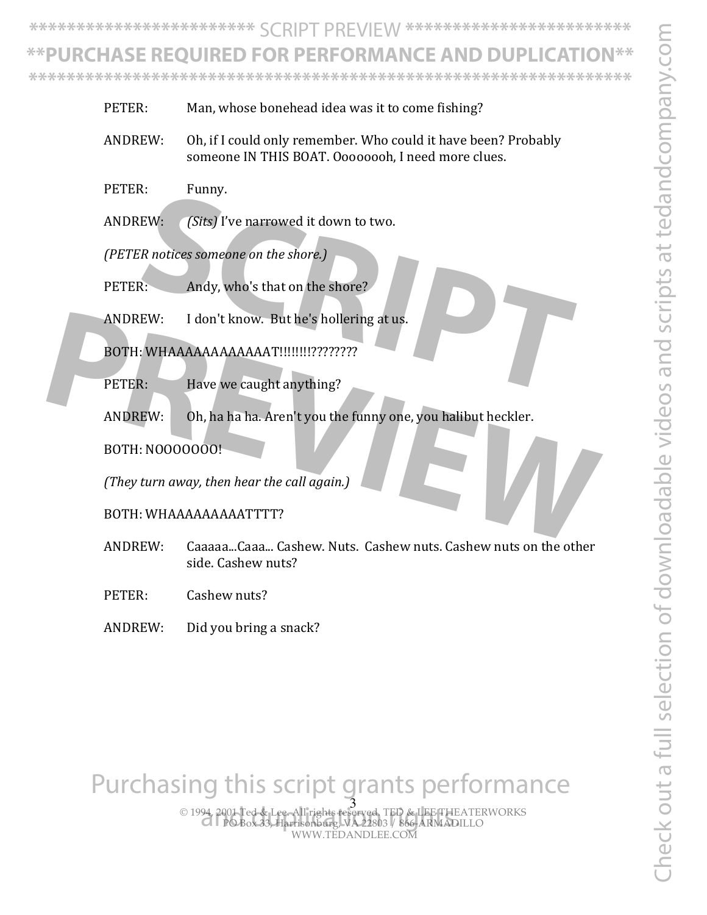PETER: Man, whose bonehead idea was it to come fishing?

ANDREW: Oh, if I could only remember. Who could it have been? Probably someone IN THIS BOAT. Oooooooh, I need more clues.

PETER: Funny.

ANDREW: *(Sits)* I've narrowed it down to two.

*(PETER notices someone on the shore.)*

PETER: Andy, who's that on the shore?

ANDREW: I don't know. But he's hollering at us.

BOTH: WHAAAAAAAAAAAAT!!!!!!!!????????

PETER: Have we caught anything?

ANDREW: Oh, ha ha ha. Aren't you the funny one, you halibut heckler.

BOTH: NOOOOOOO!

*(They turn away, then hear the call again.)*

BOTH: WHAAAAAAAAAATTTT?

ANDREW: Caaaaa...Caaa... Cashew. Nuts. Cashew nuts. Cashew nuts on the other side. Cashew nuts?

PETER: Cashew nuts?

ANDREW: Did you bring a snack?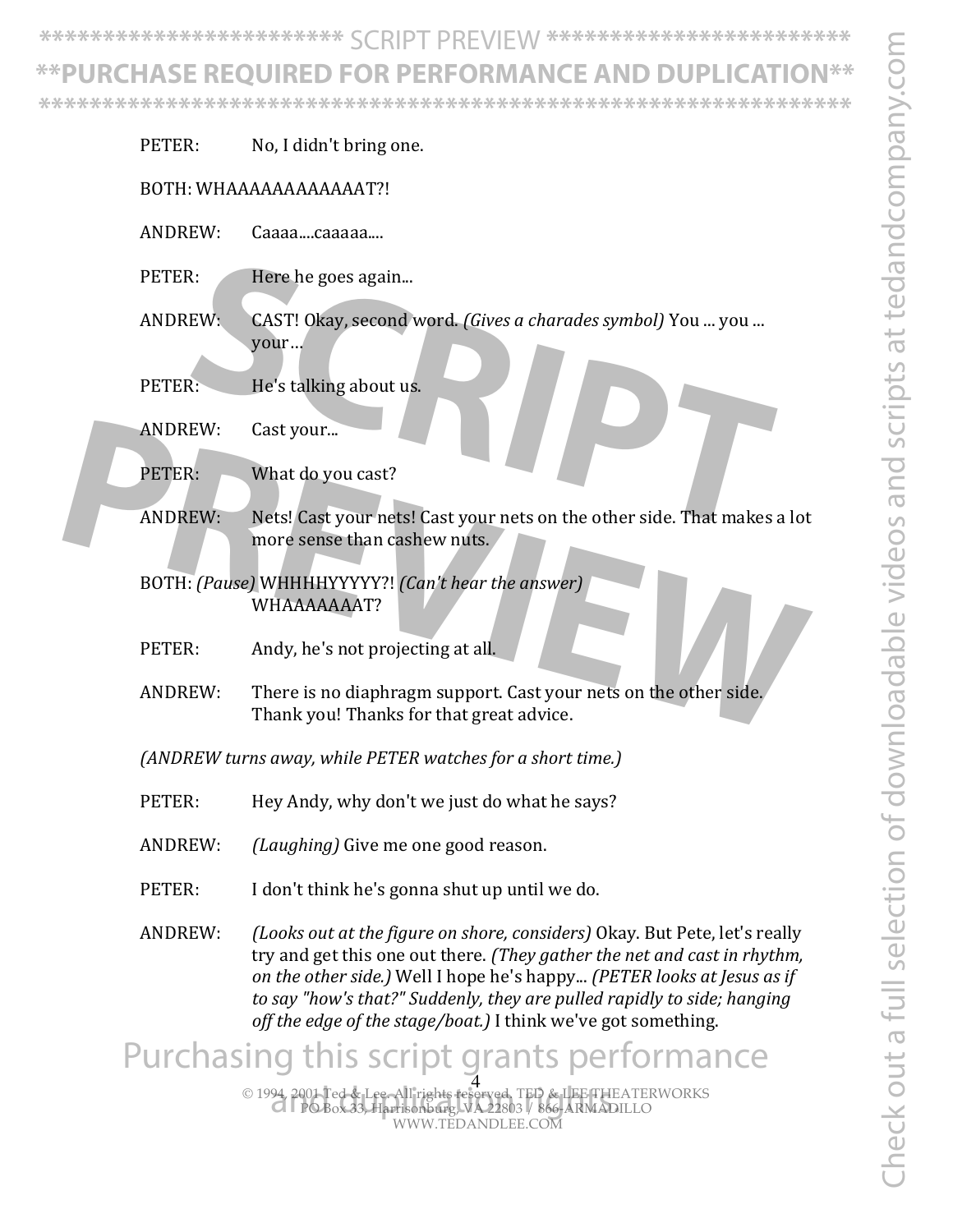PETER: No, I didn't bring one.

BOTH: WHAAAAAAAAAAAAT?!

ANDREW: Caaaa....caaaaa....

PETER: Here he goes again...

ANDREW: CAST! Okay, second word. *(Gives a charades symbol)* You ... you ... your ...

PETER: He's talking about us.

ANDREW: Cast your...

PETER: What do you cast?

ANDREW: Nets! Cast your nets! Cast your nets on the other side. That makes a lot more sense than cashew nuts.

BOTH: *(Pause)* WHHHHYYYYY?! *(Can't hear the answer)* WHAAAAAAAT?

PETER: Andy, he's not projecting at all.

ANDREW: There is no diaphragm support. Cast your nets on the other side. Thank you! Thanks for that great advice.

*(ANDREW turns away, while PETER watches for a short time.)*

PETER: Hey Andy, why don't we just do what he says?

ANDREW: *(Laughing)* Give me one good reason.

PETER: I don't think he's gonna shut up until we do.

ANDREW: *(Looks out at the figure on shore, considers)* Okay. But Pete, let's really try and get this one out there. *(They gather the net and cast in rhythm, on the other side.)* Well I hope he's happy... *(PETER looks at Jesus as if to say "how's that?" Suddenly, they are pulled rapidly to side; hanging off the edge of the stage/boat.)* I think we've got something.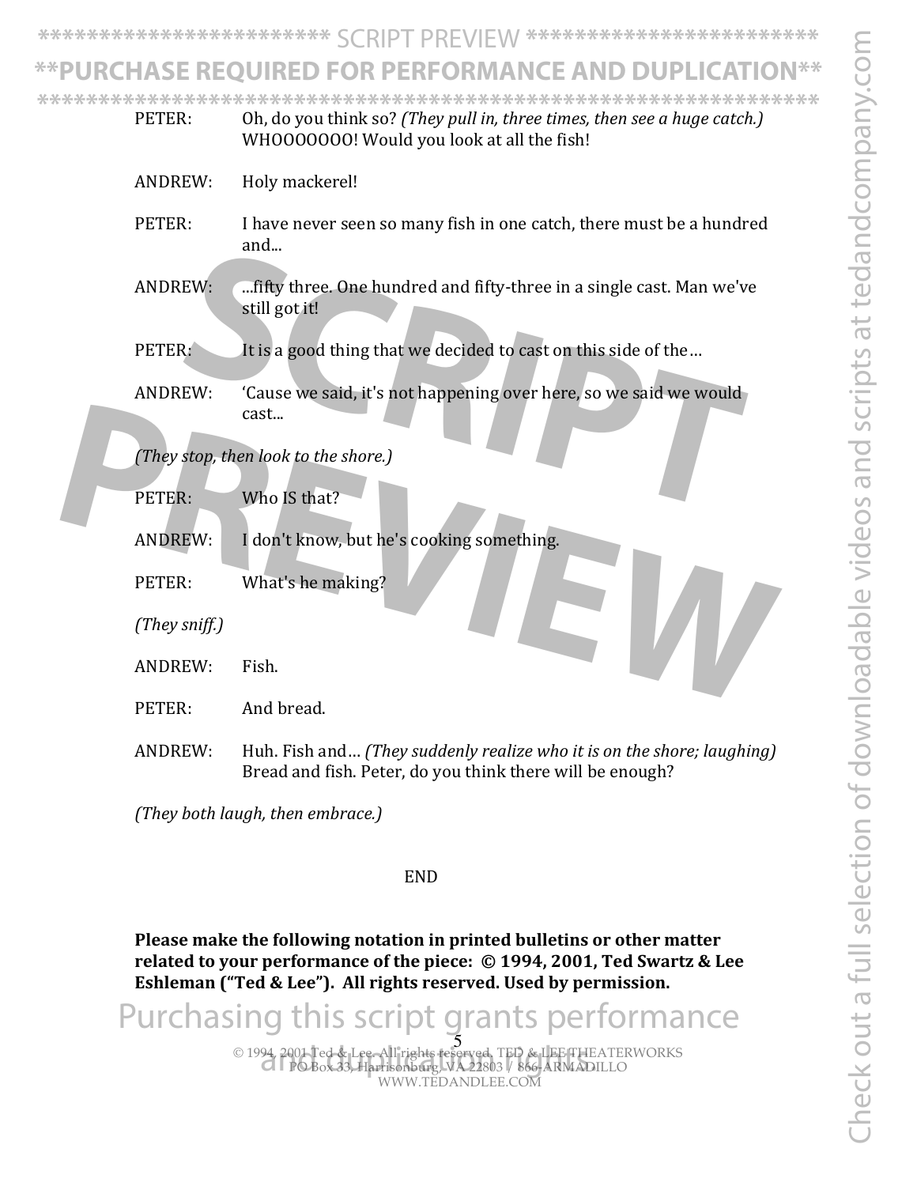PETER: Oh, do you think so? *(They pull in, three times, then see a huge catch.)* WHOOOOOOO! Would you look at all the fish!

ANDREW: Holy mackerel!

PETER: I have never seen so many fish in one catch, there must be a hundred and...

ANDREW: ...fifty three. One hundred and fifty-three in a single cast. Man we've still got it!

PETER: It is a good thing that we decided to cast on this side of the…

ANDREW: 'Cause we said, it's not happening over here, so we said we would cast...

*(They stop, then look to the shore.)*

PETER: Who IS that?

ANDREW: I don't know, but he's cooking something.

PETER: What's he making?

*(They sniff.)*

ANDREW: Fish.

PETER: And bread.

ANDREW: Huh. Fish and… *(They suddenly realize who it is on the shore; laughing)* Bread and fish. Peter, do you think there will be enough?

*(They both laugh, then embrace.)*

END

**Please make the following notation in printed bulletins or other matter related to your performance of the piece: © 1994, 2001, Ted Swartz & Lee Eshleman ("Ted & Lee"). All rights reserved. Used by permission.**